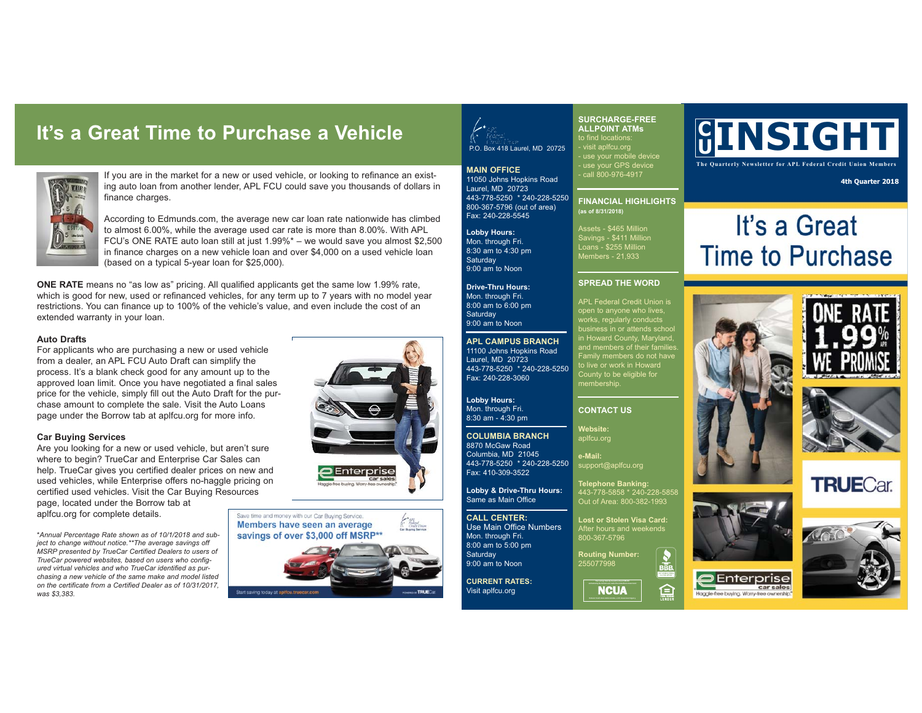# It's a Great Time to Purchase a Vehicle

If you are in the market for a new or used vehicle, or looking to refinance an existing auto loan from another lender, APL FCU could save you thousands of dollars in finance charges.

According to Edmunds.com, the average new car loan rate nationwide has climbed to almost 6.00%, while the average used car rate is more than 8.00%. With APL FCU's ONE RATE auto loan still at just 1.99%* – we would save you almost $2,500 in finance charges on a new vehicle loan and over $4,000 on a used vehicle loan (based on a typical 5-year loan for $25,000).

**ONE RATE** means no "as low as" pricing. All qualified applicants get the same low 1.99% rate, which is good for new, used or refinanced vehicles, for any term up to 7 years with no model year restrictions. You can finance up to 100% of the vehicle's value, and even include the cost of an extended warranty in your loan.

### Auto Drafts

For applicants who are purchasing a new or used vehicle from a dealer, an APL FCU Auto Draft can simplify the process. It's a blank check good for any amount up to the approved loan limit. Once you have negotiated a final sales price for the vehicle, simply fill out the Auto Draft for the purchase amount to complete the sale. Visit the Auto Loans page under the Borrow tab at aplfcu.org for more info.

### Car Buying Services

Are you looking for a new or used vehicle, but aren't sure where to begin? TrueCar and Enterprise Car Sales can help. TrueCar gives you certified dealer prices on new and used vehicles, while Enterprise offers no-haggle pricing on certified used vehicles. Visit the Car Buying Resources page, located under the Borrow tab at aplfcu.org for complete details.

Enterprise car sales – Haggle-free buying. Worry-free ownership.

Save time and money with our Car Buying Service. **Members have seen an average savings of over $3,000 off MSRP**** Start saving today at aplfcu.truecar.com

*\*Annual Percentage Rate shown as of 10/1/2018 and subject to change without notice.\*\*The average savings off MSRP presented by TrueCar Certified Dealers to users of TrueCar powered websites, based on users who configured virtual vehicles and who TrueCar identified as purchasing a new vehicle of the same make and model listed on the certificate from a Certified Dealer as of 10/31/2017, was $3,383.*

---

APL Federal Credit Union
P.O. Box 418 Laurel, MD 20725

### MAIN OFFICE
11050 Johns Hopkins Road
Laurel, MD 20723
443-778-5250 * 240-228-5250
800-367-5796 (out of area)
Fax: 240-228-5545

**Lobby Hours:**
Mon. through Fri.
8:30 am to 4:30 pm
Saturday
9:00 am to Noon

**Drive-Thru Hours:**
Mon. through Fri.
8:00 am to 6:00 pm
Saturday
9:00 am to Noon

### APL CAMPUS BRANCH
11100 Johns Hopkins Road
Laurel, MD 20723
443-778-5250 * 240-228-5250
Fax: 240-228-3060

**Lobby Hours:**
Mon. through Fri.
8:30 am - 4:30 pm

### COLUMBIA BRANCH
8870 McGaw Road
Columbia, MD 21045
443-778-5250 * 240-228-5250
Fax: 410-309-3522

**Lobby & Drive-Thru Hours:**
Same as Main Office

### CALL CENTER:
Use Main Office Numbers
Mon. through Fri.
8:00 am to 5:00 pm
Saturday
9:00 am to Noon

### CURRENT RATES:
Visit aplfcu.org

### SURCHARGE-FREE ALLPOINT ATMs
to find locations:
- visit aplfcu.org
- use your mobile device
- use your GPS device
- call 800-976-4917

### FINANCIAL HIGHLIGHTS
**(as of 8/31/2018)**

Assets - $465 Million
Savings - $411 Million
Loans - $255 Million
Members - 21,933

### SPREAD THE WORD

APL Federal Credit Union is open to anyone who lives, works, regularly conducts business in or attends school in Howard County, Maryland, and members of their families. Family members do not have to live or work in Howard County to be eligible for membership.

### CONTACT US

**Website:**
aplfcu.org

**e-Mail:**
support@aplfcu.org

**Telephone Banking:**
443-778-5858 * 240-228-5858
Out of Area: 800-382-1993

**Lost or Stolen Visa Card:**
After hours and weekends
800-367-5796

**Routing Number:**
255077998

NCUA

---

# CU INSIGHT

The Quarterly Newsletter for APL Federal Credit Union Members

**4th Quarter 2018**

## It's a Great Time to Purchase

ONE RATE 1.99% APR WE PROMISE

TRUECar

Enterprise car sales – Haggle-free buying. Worry-free ownership.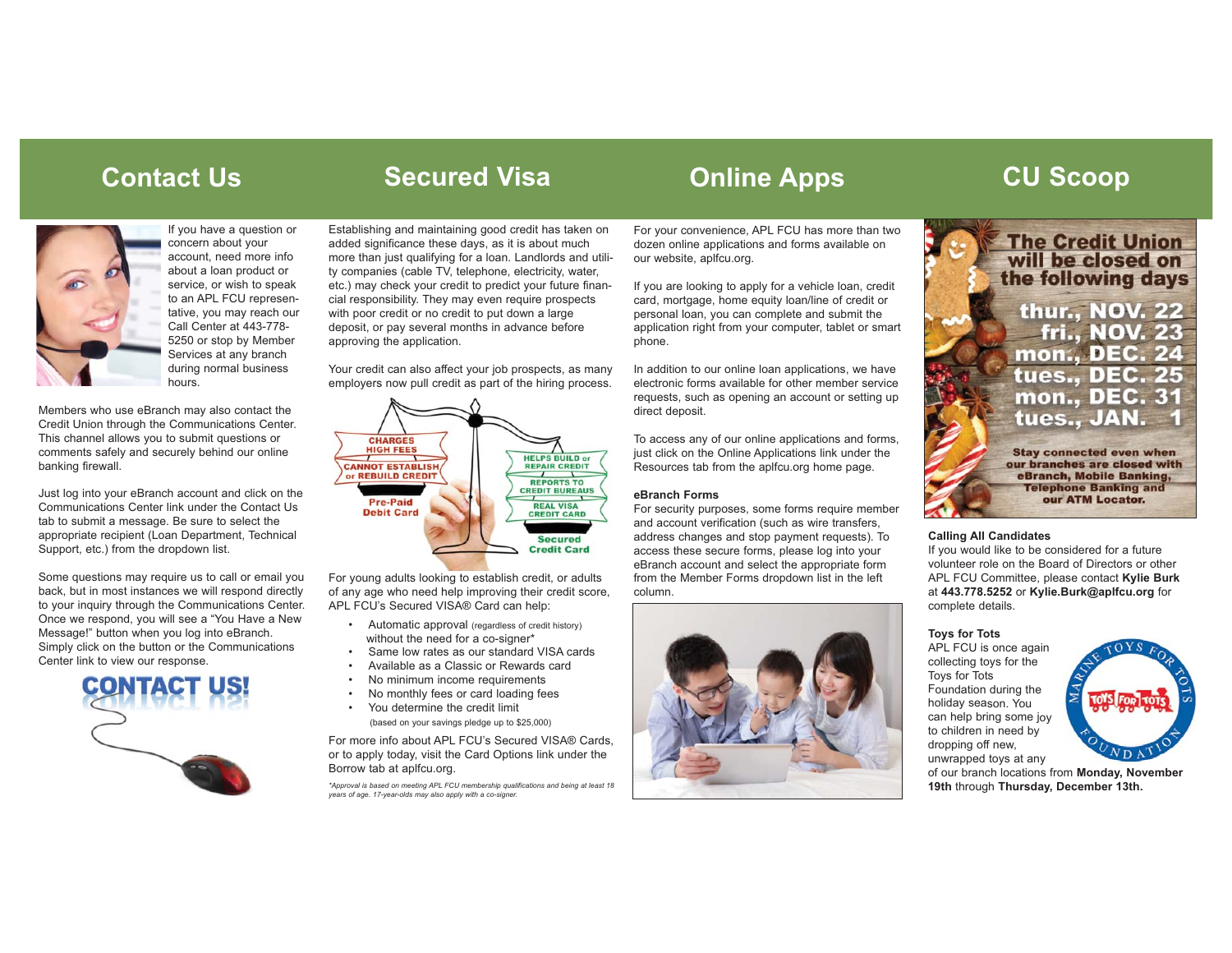## Contact Us

If you have a question or concern about your account, need more info about a loan product or service, or wish to speak to an APL FCU representative, you may reach our Call Center at 443-778-5250 or stop by Member Services at any branch during normal business hours.

Members who use eBranch may also contact the Credit Union through the Communications Center. This channel allows you to submit questions or comments safely and securely behind our online banking firewall.

Just log into your eBranch account and click on the Communications Center link under the Contact Us tab to submit a message. Be sure to select the appropriate recipient (Loan Department, Technical Support, etc.) from the dropdown list.

Some questions may require us to call or email you back, but in most instances we will respond directly to your inquiry through the Communications Center. Once we respond, you will see a "You Have a New Message!" button when you log into eBranch. Simply click on the button or the Communications Center link to view our response.

CONTACT US!

## Secured Visa

Establishing and maintaining good credit has taken on added significance these days, as it is about much more than just qualifying for a loan. Landlords and utility companies (cable TV, telephone, electricity, water, etc.) may check your credit to predict your future financial responsibility. They may even require prospects with poor credit or no credit to put down a large deposit, or pay several months in advance before approving the application.

Your credit can also affect your job prospects, as many employers now pull credit as part of the hiring process.

CHARGES HIGH FEES

CANNOT ESTABLISH or REBUILD CREDIT

Pre-Paid Debit Card

HELPS BUILD or REPAIR CREDIT

REPORTS TO CREDIT BUREAUS

REAL VISA CREDIT CARD

Secured Credit Card

For young adults looking to establish credit, or adults of any age who need help improving their credit score, APL FCU's Secured VISA® Card can help:

- Automatic approval (regardless of credit history) without the need for a co-signer*
- Same low rates as our standard VISA cards
- Available as a Classic or Rewards card
- No minimum income requirements
- No monthly fees or card loading fees
- You determine the credit limit (based on your savings pledge up to $25,000)

For more info about APL FCU's Secured VISA® Cards, or to apply today, visit the Card Options link under the Borrow tab at aplfcu.org.

*Approval is based on meeting APL FCU membership qualifications and being at least 18 years of age. 17-year-olds may also apply with a co-signer.*

## Online Apps

For your convenience, APL FCU has more than two dozen online applications and forms available on our website, aplfcu.org.

If you are looking to apply for a vehicle loan, credit card, mortgage, home equity loan/line of credit or personal loan, you can complete and submit the application right from your computer, tablet or smart phone.

In addition to our online loan applications, we have electronic forms available for other member service requests, such as opening an account or setting up direct deposit.

To access any of our online applications and forms, just click on the Online Applications link under the Resources tab from the aplfcu.org home page.

**eBranch Forms**

For security purposes, some forms require member and account verification (such as wire transfers, address changes and stop payment requests). To access these secure forms, please log into your eBranch account and select the appropriate form from the Member Forms dropdown list in the left column.

## CU Scoop

The Credit Union will be closed on the following days

thur., NOV. 22
fri., NOV. 23
mon., DEC. 24
tues., DEC. 25
mon., DEC. 31
tues., JAN. 1

Stay connected even when our branches are closed with eBranch, Mobile Banking, Telephone Banking and our ATM Locator.

**Calling All Candidates**

If you would like to be considered for a future volunteer role on the Board of Directors or other APL FCU Committee, please contact **Kylie Burk** at **443.778.5252** or **Kylie.Burk@aplfcu.org** for complete details.

**Toys for Tots**

APL FCU is once again collecting toys for the Toys for Tots Foundation during the holiday season. You can help bring some joy to children in need by dropping off new, unwrapped toys at any of our branch locations from **Monday, November 19th** through **Thursday, December 13th.**

MARINE TOYS FOR TOTS FOUNDATION